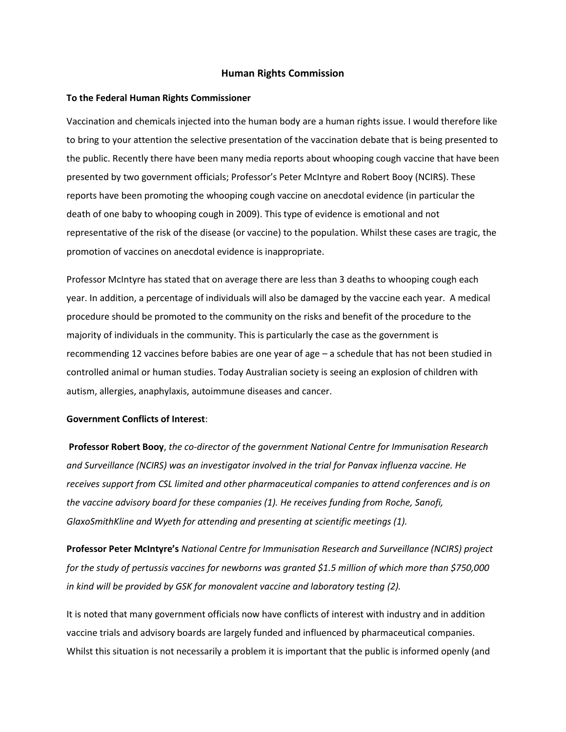# Human Rights Commission

**To the Federal Human Rights Commissioner**

Vaccination and chemicals injected into the human body are a human rights issue. I would therefore like to bring to your attention the selective presentation of the vaccination debate that is being presented to the public. Recently there have been many media reports about whooping cough vaccine that have been presented by two government officials; Professor's Peter McIntyre and Robert Booy (NCIRS). These reports have been promoting the whooping cough vaccine on anecdotal evidence (in particular the death of one baby to whooping cough in 2009). This type of evidence is emotional and not representative of the risk of the disease (or vaccine) to the population. Whilst these cases are tragic, the promotion of vaccines on anecdotal evidence is inappropriate.

Professor McIntyre has stated that on average there are less than 3 deaths to whooping cough each year. In addition, a percentage of individuals will also be damaged by the vaccine each year. A medical procedure should be promoted to the community on the risks and benefit of the procedure to the majority of individuals in the community. This is particularly the case as the government is recommending 12 vaccines before babies are one year of age – a schedule that has not been studied in controlled animal or human studies. Today Australian society is seeing an explosion of children with autism, allergies, anaphylaxis, autoimmune diseases and cancer.

**Government Conflicts of Interest**:

**Professor Robert Booy**, *the co-director of the government National Centre for Immunisation Research and Surveillance (NCIRS) was an investigator involved in the trial for Panvax influenza vaccine. He receives support from CSL limited and other pharmaceutical companies to attend conferences and is on the vaccine advisory board for these companies (1). He receives funding from Roche, Sanofi, GlaxoSmithKline and Wyeth for attending and presenting at scientific meetings (1).*

**Professor Peter McIntyre's** *National Centre for Immunisation Research and Surveillance (NCIRS) project for the study of pertussis vaccines for newborns was granted $1.5 million of which more than $750,000 in kind will be provided by GSK for monovalent vaccine and laboratory testing (2).*

It is noted that many government officials now have conflicts of interest with industry and in addition vaccine trials and advisory boards are largely funded and influenced by pharmaceutical companies. Whilst this situation is not necessarily a problem it is important that the public is informed openly (and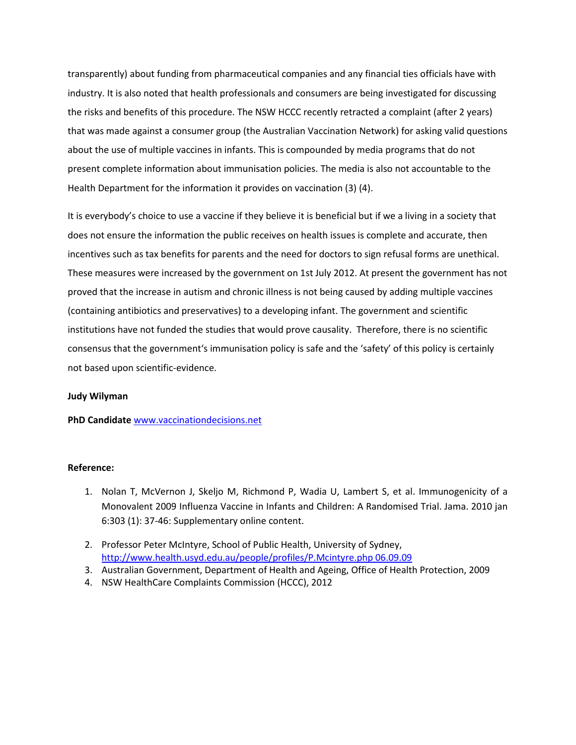transparently) about funding from pharmaceutical companies and any financial ties officials have with industry. It is also noted that health professionals and consumers are being investigated for discussing the risks and benefits of this procedure. The NSW HCCC recently retracted a complaint (after 2 years) that was made against a consumer group (the Australian Vaccination Network) for asking valid questions about the use of multiple vaccines in infants. This is compounded by media programs that do not present complete information about immunisation policies. The media is also not accountable to the Health Department for the information it provides on vaccination (3) (4).

It is everybody's choice to use a vaccine if they believe it is beneficial but if we a living in a society that does not ensure the information the public receives on health issues is complete and accurate, then incentives such as tax benefits for parents and the need for doctors to sign refusal forms are unethical. These measures were increased by the government on 1st July 2012. At present the government has not proved that the increase in autism and chronic illness is not being caused by adding multiple vaccines (containing antibiotics and preservatives) to a developing infant. The government and scientific institutions have not funded the studies that would prove causality. Therefore, there is no scientific consensus that the government's immunisation policy is safe and the 'safety' of this policy is certainly not based upon scientific-evidence.

**Judy Wilyman**

**PhD Candidate** www.vaccinationdecisions.net

**Reference:**

1. Nolan T, McVernon J, Skeljo M, Richmond P, Wadia U, Lambert S, et al. Immunogenicity of a Monovalent 2009 Influenza Vaccine in Infants and Children: A Randomised Trial. Jama. 2010 jan 6:303 (1): 37-46: Supplementary online content.
2. Professor Peter McIntyre, School of Public Health, University of Sydney, http://www.health.usyd.edu.au/people/profiles/P.Mcintyre.php 06.09.09
3. Australian Government, Department of Health and Ageing, Office of Health Protection, 2009
4. NSW HealthCare Complaints Commission (HCCC), 2012